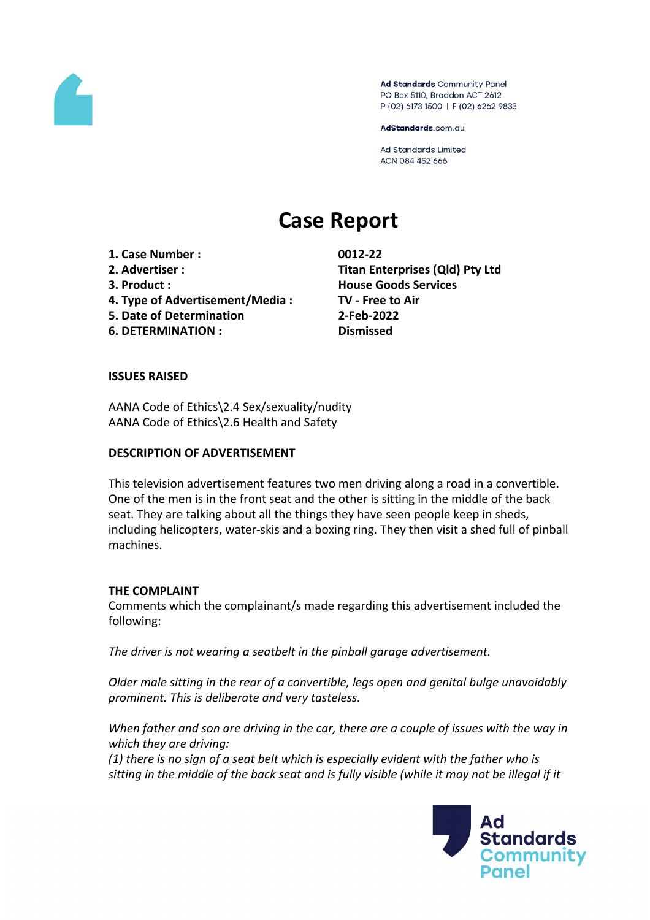Ad Standards Community Panel
PO Box 5110, Braddon ACT 2612
P (02) 6173 1500 | F (02) 6262 9833

AdStandards.com.au

Ad Standards Limited
ACN 084 452 666

# Case Report

| | |
|---|---|
| **1. Case Number :** | **0012-22** |
| **2. Advertiser :** | **Titan Enterprises (Qld) Pty Ltd** |
| **3. Product :** | **House Goods Services** |
| **4. Type of Advertisement/Media :** | **TV - Free to Air** |
| **5. Date of Determination** | **2-Feb-2022** |
| **6. DETERMINATION :** | **Dismissed** |

**ISSUES RAISED**

AANA Code of Ethics\2.4 Sex/sexuality/nudity
AANA Code of Ethics\2.6 Health and Safety

**DESCRIPTION OF ADVERTISEMENT**

This television advertisement features two men driving along a road in a convertible. One of the men is in the front seat and the other is sitting in the middle of the back seat. They are talking about all the things they have seen people keep in sheds, including helicopters, water-skis and a boxing ring. They then visit a shed full of pinball machines.

**THE COMPLAINT**

Comments which the complainant/s made regarding this advertisement included the following:

*The driver is not wearing a seatbelt in the pinball garage advertisement.*

*Older male sitting in the rear of a convertible, legs open and genital bulge unavoidably prominent. This is deliberate and very tasteless.*

*When father and son are driving in the car, there are a couple of issues with the way in which they are driving:*
*(1) there is no sign of a seat belt which is especially evident with the father who is sitting in the middle of the back seat and is fully visible (while it may not be illegal if it*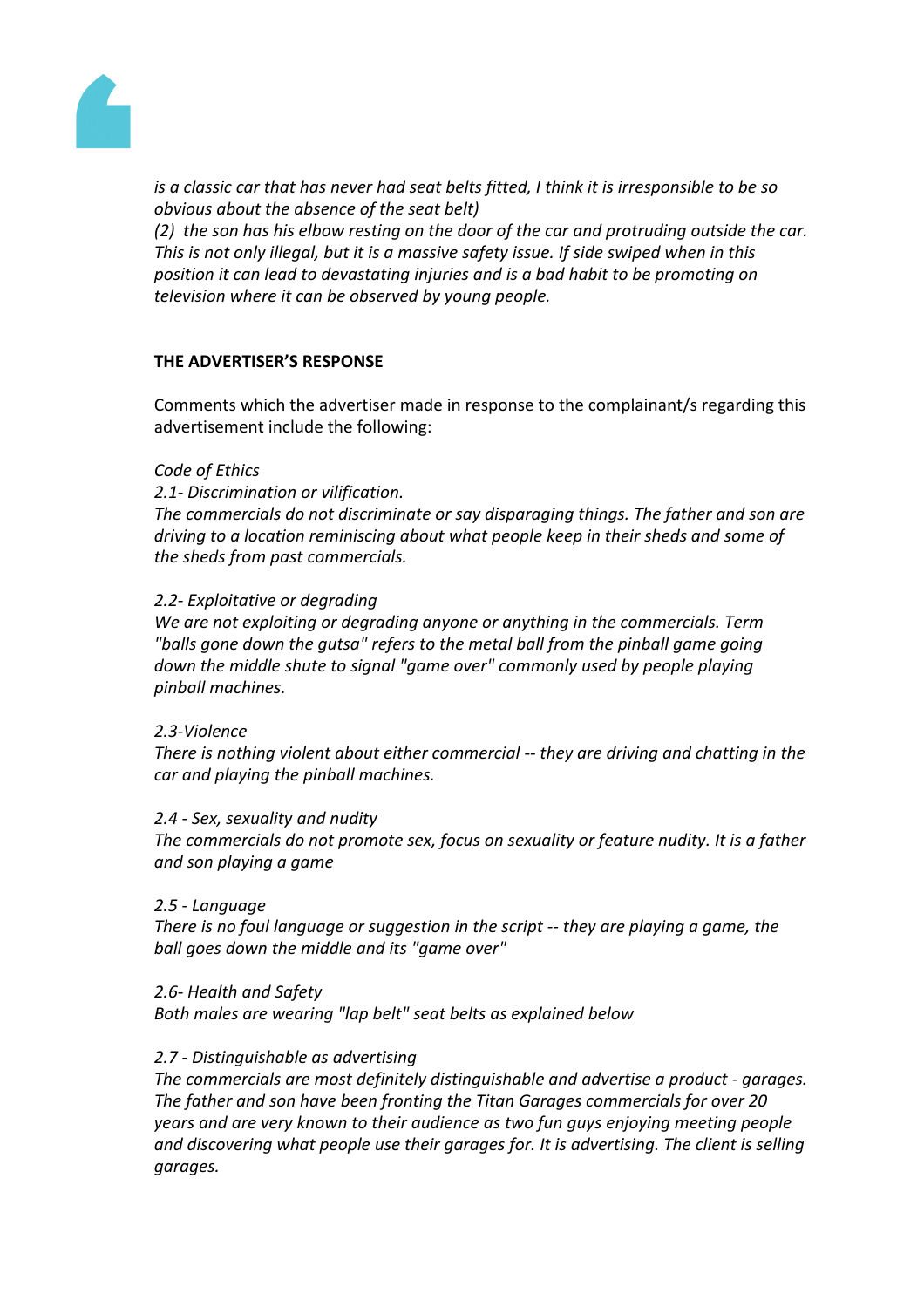*is a classic car that has never had seat belts fitted, I think it is irresponsible to be so obvious about the absence of the seat belt)*

*(2) the son has his elbow resting on the door of the car and protruding outside the car. This is not only illegal, but it is a massive safety issue. If side swiped when in this position it can lead to devastating injuries and is a bad habit to be promoting on television where it can be observed by young people.*

**THE ADVERTISER'S RESPONSE**

Comments which the advertiser made in response to the complainant/s regarding this advertisement include the following:

*Code of Ethics*

*2.1- Discrimination or vilification.*

*The commercials do not discriminate or say disparaging things. The father and son are driving to a location reminiscing about what people keep in their sheds and some of the sheds from past commercials.*

*2.2- Exploitative or degrading*

*We are not exploiting or degrading anyone or anything in the commercials. Term "balls gone down the gutsa" refers to the metal ball from the pinball game going down the middle shute to signal "game over" commonly used by people playing pinball machines.*

*2.3-Violence*

*There is nothing violent about either commercial -- they are driving and chatting in the car and playing the pinball machines.*

*2.4 - Sex, sexuality and nudity*

*The commercials do not promote sex, focus on sexuality or feature nudity. It is a father and son playing a game*

*2.5 - Language*

*There is no foul language or suggestion in the script -- they are playing a game, the ball goes down the middle and its "game over"*

*2.6- Health and Safety*

*Both males are wearing "lap belt" seat belts as explained below*

*2.7 - Distinguishable as advertising*

*The commercials are most definitely distinguishable and advertise a product - garages. The father and son have been fronting the Titan Garages commercials for over 20 years and are very known to their audience as two fun guys enjoying meeting people and discovering what people use their garages for. It is advertising. The client is selling garages.*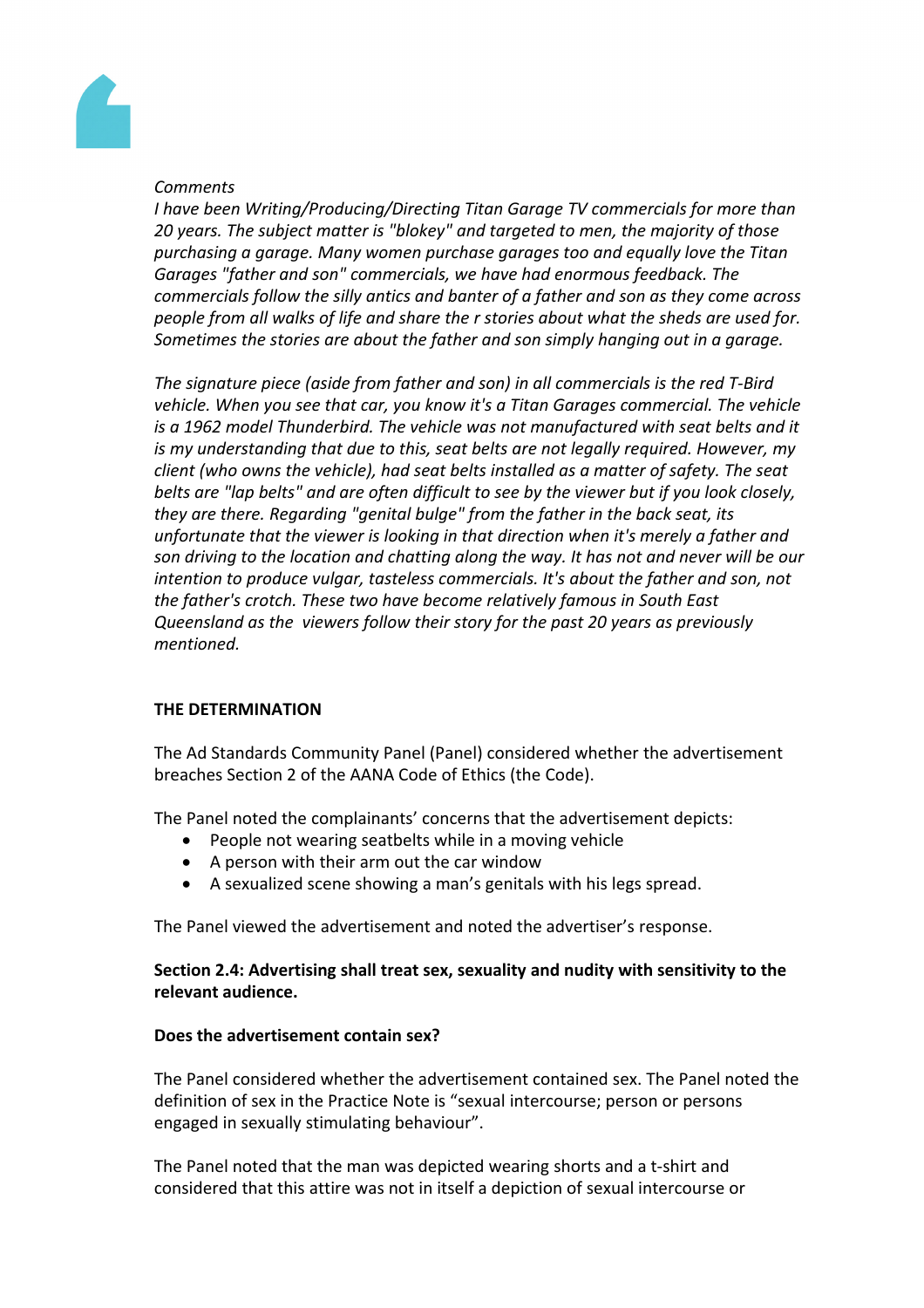*Comments*

*I have been Writing/Producing/Directing Titan Garage TV commercials for more than 20 years. The subject matter is "blokey" and targeted to men, the majority of those purchasing a garage. Many women purchase garages too and equally love the Titan Garages "father and son" commercials, we have had enormous feedback. The commercials follow the silly antics and banter of a father and son as they come across people from all walks of life and share the r stories about what the sheds are used for. Sometimes the stories are about the father and son simply hanging out in a garage.*

*The signature piece (aside from father and son) in all commercials is the red T-Bird vehicle. When you see that car, you know it's a Titan Garages commercial. The vehicle is a 1962 model Thunderbird. The vehicle was not manufactured with seat belts and it is my understanding that due to this, seat belts are not legally required. However, my client (who owns the vehicle), had seat belts installed as a matter of safety. The seat belts are "lap belts" and are often difficult to see by the viewer but if you look closely, they are there. Regarding "genital bulge" from the father in the back seat, its unfortunate that the viewer is looking in that direction when it's merely a father and son driving to the location and chatting along the way. It has not and never will be our intention to produce vulgar, tasteless commercials. It's about the father and son, not the father's crotch. These two have become relatively famous in South East Queensland as the viewers follow their story for the past 20 years as previously mentioned.*

**THE DETERMINATION**

The Ad Standards Community Panel (Panel) considered whether the advertisement breaches Section 2 of the AANA Code of Ethics (the Code).

The Panel noted the complainants' concerns that the advertisement depicts:

- People not wearing seatbelts while in a moving vehicle
- A person with their arm out the car window
- A sexualized scene showing a man's genitals with his legs spread.

The Panel viewed the advertisement and noted the advertiser's response.

**Section 2.4: Advertising shall treat sex, sexuality and nudity with sensitivity to the relevant audience.**

**Does the advertisement contain sex?**

The Panel considered whether the advertisement contained sex. The Panel noted the definition of sex in the Practice Note is "sexual intercourse; person or persons engaged in sexually stimulating behaviour".

The Panel noted that the man was depicted wearing shorts and a t-shirt and considered that this attire was not in itself a depiction of sexual intercourse or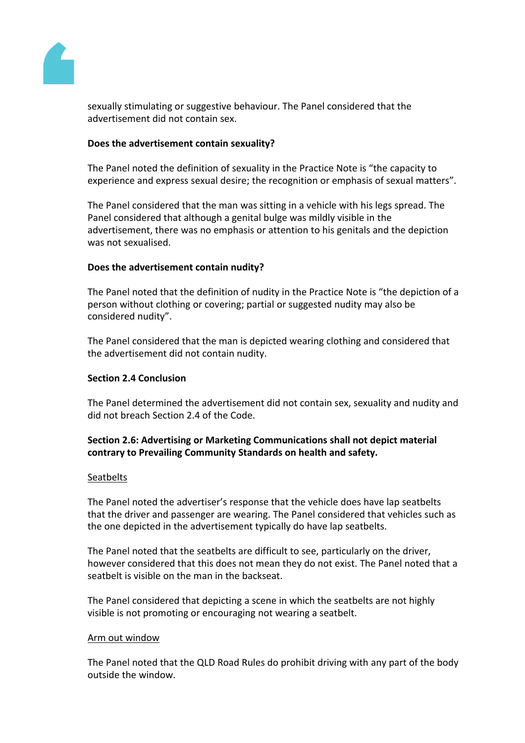sexually stimulating or suggestive behaviour. The Panel considered that the advertisement did not contain sex.

**Does the advertisement contain sexuality?**

The Panel noted the definition of sexuality in the Practice Note is "the capacity to experience and express sexual desire; the recognition or emphasis of sexual matters".

The Panel considered that the man was sitting in a vehicle with his legs spread. The Panel considered that although a genital bulge was mildly visible in the advertisement, there was no emphasis or attention to his genitals and the depiction was not sexualised.

**Does the advertisement contain nudity?**

The Panel noted that the definition of nudity in the Practice Note is "the depiction of a person without clothing or covering; partial or suggested nudity may also be considered nudity".

The Panel considered that the man is depicted wearing clothing and considered that the advertisement did not contain nudity.

**Section 2.4 Conclusion**

The Panel determined the advertisement did not contain sex, sexuality and nudity and did not breach Section 2.4 of the Code.

**Section 2.6: Advertising or Marketing Communications shall not depict material contrary to Prevailing Community Standards on health and safety.**

Seatbelts

The Panel noted the advertiser's response that the vehicle does have lap seatbelts that the driver and passenger are wearing. The Panel considered that vehicles such as the one depicted in the advertisement typically do have lap seatbelts.

The Panel noted that the seatbelts are difficult to see, particularly on the driver, however considered that this does not mean they do not exist. The Panel noted that a seatbelt is visible on the man in the backseat.

The Panel considered that depicting a scene in which the seatbelts are not highly visible is not promoting or encouraging not wearing a seatbelt.

Arm out window

The Panel noted that the QLD Road Rules do prohibit driving with any part of the body outside the window.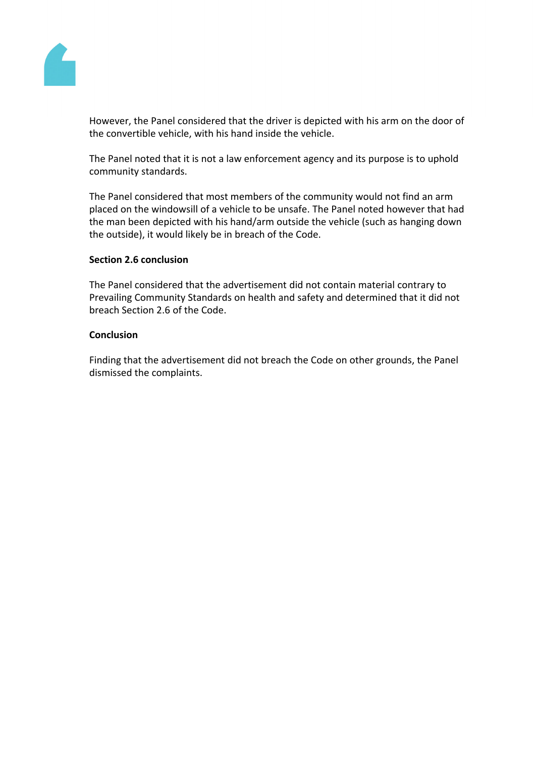However, the Panel considered that the driver is depicted with his arm on the door of the convertible vehicle, with his hand inside the vehicle.

The Panel noted that it is not a law enforcement agency and its purpose is to uphold community standards.

The Panel considered that most members of the community would not find an arm placed on the windowsill of a vehicle to be unsafe. The Panel noted however that had the man been depicted with his hand/arm outside the vehicle (such as hanging down the outside), it would likely be in breach of the Code.

**Section 2.6 conclusion**

The Panel considered that the advertisement did not contain material contrary to Prevailing Community Standards on health and safety and determined that it did not breach Section 2.6 of the Code.

**Conclusion**

Finding that the advertisement did not breach the Code on other grounds, the Panel dismissed the complaints.